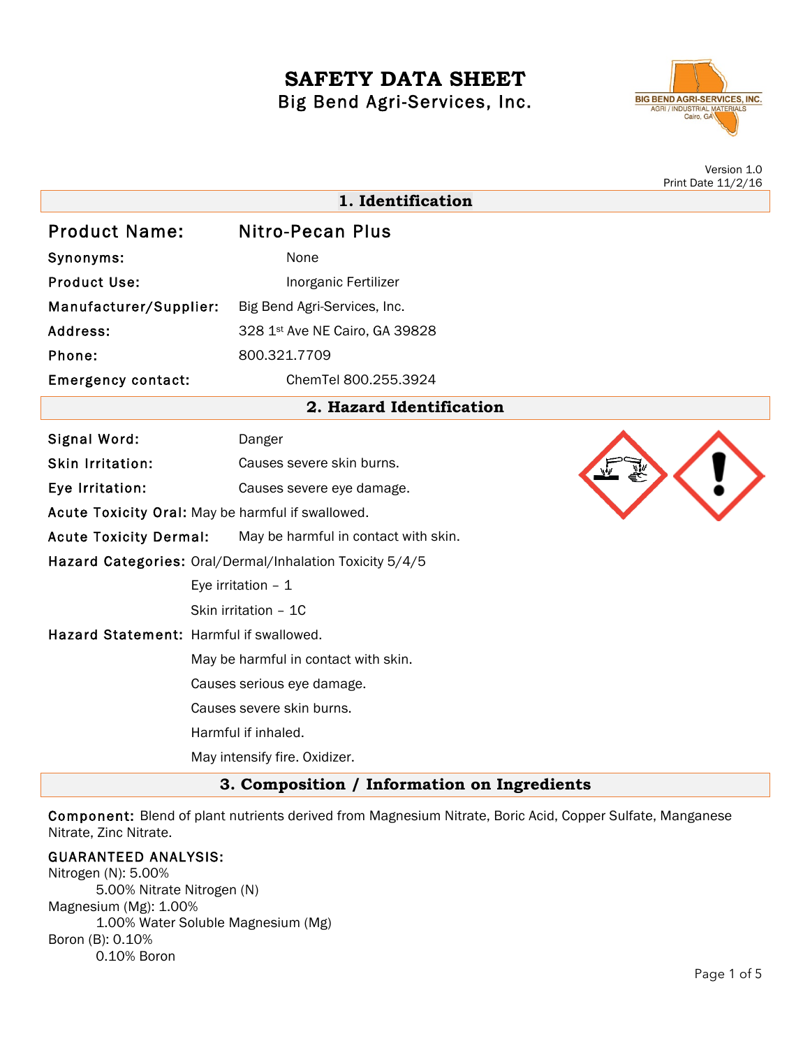# SAFETY DATA SHEET

Big Bend Agri-Services, Inc.

Version 1.0
Print Date 11/2/16

## 1. Identification

**Product Name:** Nitro-Pecan Plus

**Synonyms:** None

**Product Use:** Inorganic Fertilizer

**Manufacturer/Supplier:** Big Bend Agri-Services, Inc.

**Address:** 328 1st Ave NE Cairo, GA 39828

**Phone:** 800.321.7709

**Emergency contact:** ChemTel 800.255.3924

## 2. Hazard Identification

**Signal Word:** Danger

**Skin Irritation:** Causes severe skin burns.

**Eye Irritation:** Causes severe eye damage.

**Acute Toxicity Oral:** May be harmful if swallowed.

**Acute Toxicity Dermal:** May be harmful in contact with skin.

**Hazard Categories:** Oral/Dermal/Inhalation Toxicity 5/4/5

Eye irritation – 1

Skin irritation – 1C

**Hazard Statement:** Harmful if swallowed.

May be harmful in contact with skin.

Causes serious eye damage.

Causes severe skin burns.

Harmful if inhaled.

May intensify fire. Oxidizer.

## 3. Composition / Information on Ingredients

**Component:** Blend of plant nutrients derived from Magnesium Nitrate, Boric Acid, Copper Sulfate, Manganese Nitrate, Zinc Nitrate.

**GUARANTEED ANALYSIS:**

Nitrogen (N): 5.00%
- 5.00% Nitrate Nitrogen (N)

Magnesium (Mg): 1.00%
- 1.00% Water Soluble Magnesium (Mg)

Boron (B): 0.10%
- 0.10% Boron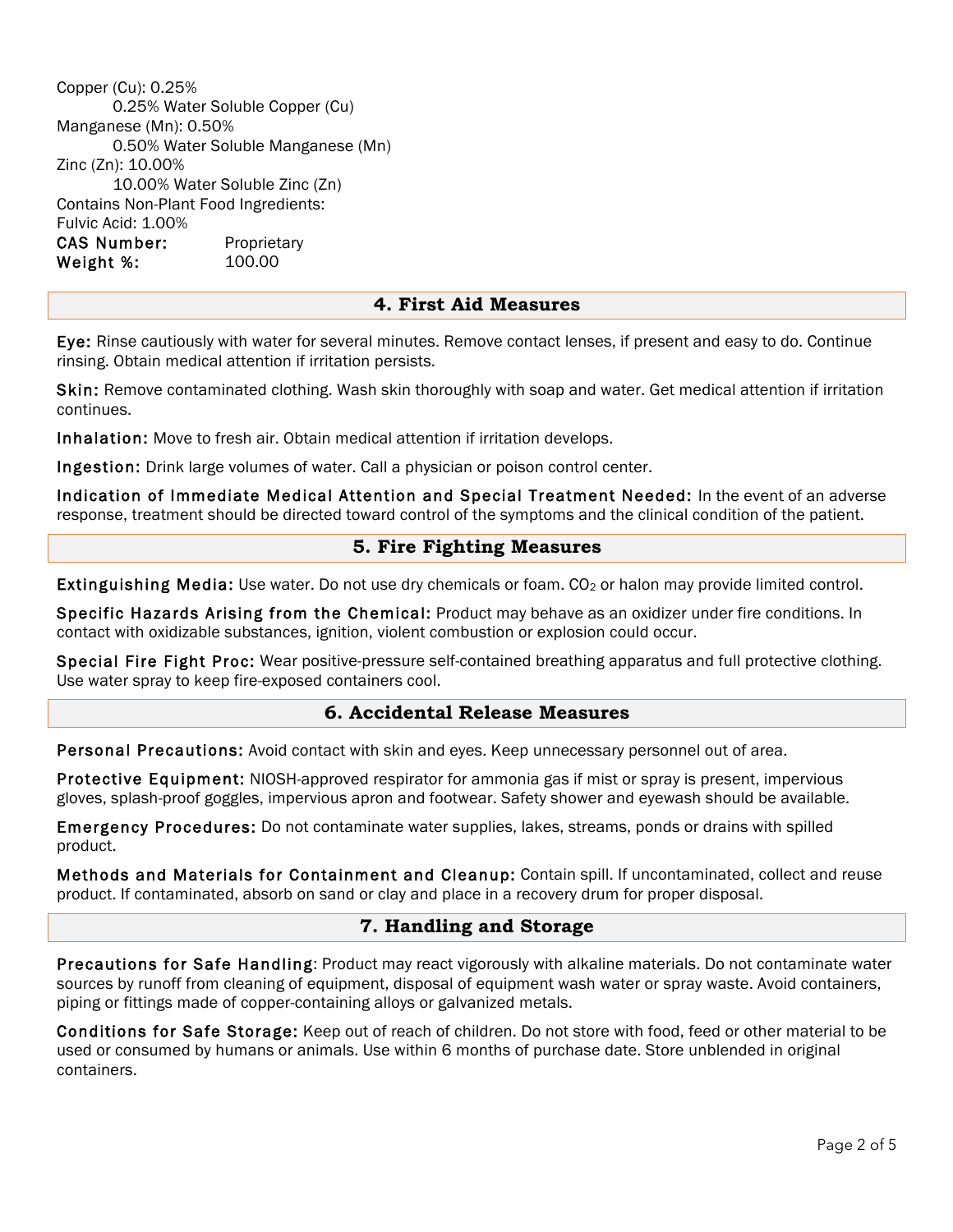Copper (Cu): 0.25%
  0.25% Water Soluble Copper (Cu)
Manganese (Mn): 0.50%
  0.50% Water Soluble Manganese (Mn)
Zinc (Zn): 10.00%
  10.00% Water Soluble Zinc (Zn)
Contains Non-Plant Food Ingredients:
Fulvic Acid: 1.00%

**CAS Number:** Proprietary
**Weight %:** 100.00

## 4. First Aid Measures

**Eye:** Rinse cautiously with water for several minutes. Remove contact lenses, if present and easy to do. Continue rinsing. Obtain medical attention if irritation persists.

**Skin:** Remove contaminated clothing. Wash skin thoroughly with soap and water. Get medical attention if irritation continues.

**Inhalation:** Move to fresh air. Obtain medical attention if irritation develops.

**Ingestion:** Drink large volumes of water. Call a physician or poison control center.

**Indication of Immediate Medical Attention and Special Treatment Needed:** In the event of an adverse response, treatment should be directed toward control of the symptoms and the clinical condition of the patient.

## 5. Fire Fighting Measures

**Extinguishing Media:** Use water. Do not use dry chemicals or foam. $CO_2$ or halon may provide limited control.

**Specific Hazards Arising from the Chemical:** Product may behave as an oxidizer under fire conditions. In contact with oxidizable substances, ignition, violent combustion or explosion could occur.

**Special Fire Fight Proc:** Wear positive-pressure self-contained breathing apparatus and full protective clothing. Use water spray to keep fire-exposed containers cool.

## 6. Accidental Release Measures

**Personal Precautions:** Avoid contact with skin and eyes. Keep unnecessary personnel out of area.

**Protective Equipment:** NIOSH-approved respirator for ammonia gas if mist or spray is present, impervious gloves, splash-proof goggles, impervious apron and footwear. Safety shower and eyewash should be available.

**Emergency Procedures:** Do not contaminate water supplies, lakes, streams, ponds or drains with spilled product.

**Methods and Materials for Containment and Cleanup:** Contain spill. If uncontaminated, collect and reuse product. If contaminated, absorb on sand or clay and place in a recovery drum for proper disposal.

## 7. Handling and Storage

**Precautions for Safe Handling**: Product may react vigorously with alkaline materials. Do not contaminate water sources by runoff from cleaning of equipment, disposal of equipment wash water or spray waste. Avoid containers, piping or fittings made of copper-containing alloys or galvanized metals.

**Conditions for Safe Storage:** Keep out of reach of children. Do not store with food, feed or other material to be used or consumed by humans or animals. Use within 6 months of purchase date. Store unblended in original containers.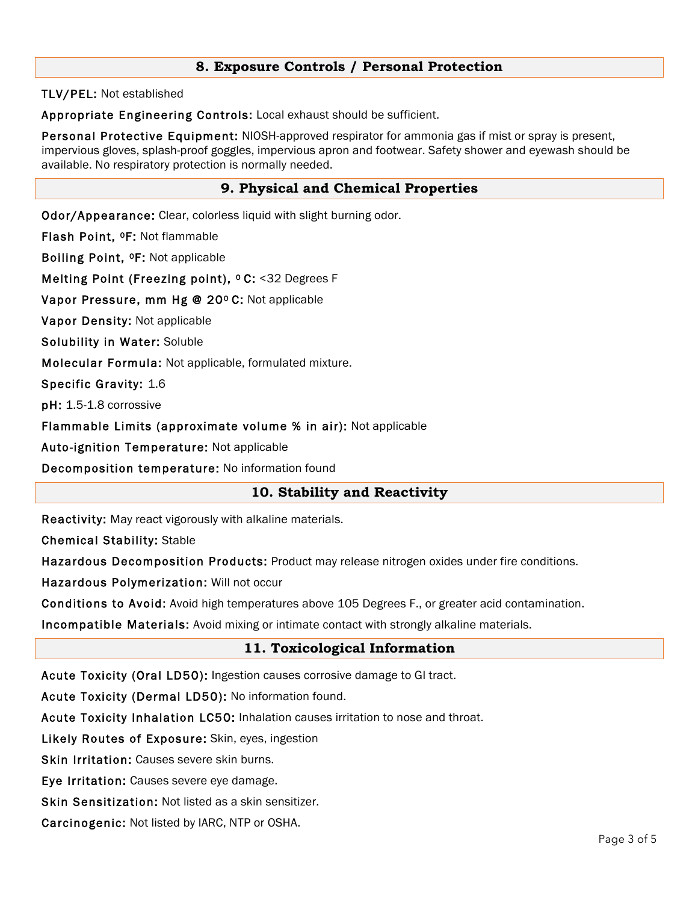## 8. Exposure Controls / Personal Protection

**TLV/PEL:** Not established

**Appropriate Engineering Controls:** Local exhaust should be sufficient.

**Personal Protective Equipment:** NIOSH-approved respirator for ammonia gas if mist or spray is present, impervious gloves, splash-proof goggles, impervious apron and footwear. Safety shower and eyewash should be available. No respiratory protection is normally needed.

## 9. Physical and Chemical Properties

**Odor/Appearance:** Clear, colorless liquid with slight burning odor.

**Flash Point, ºF:** Not flammable

**Boiling Point, ºF:** Not applicable

**Melting Point (Freezing point), º C:** <32 Degrees F

**Vapor Pressure, mm Hg @ 20º C:** Not applicable

**Vapor Density:** Not applicable

**Solubility in Water:** Soluble

**Molecular Formula:** Not applicable, formulated mixture.

**Specific Gravity:** 1.6

**pH:** 1.5-1.8 corrossive

**Flammable Limits (approximate volume % in air):** Not applicable

**Auto-ignition Temperature:** Not applicable

**Decomposition temperature:** No information found

## 10. Stability and Reactivity

**Reactivity:** May react vigorously with alkaline materials.

**Chemical Stability:** Stable

**Hazardous Decomposition Products:** Product may release nitrogen oxides under fire conditions.

**Hazardous Polymerization:** Will not occur

**Conditions to Avoid:** Avoid high temperatures above 105 Degrees F., or greater acid contamination.

**Incompatible Materials:** Avoid mixing or intimate contact with strongly alkaline materials.

## 11. Toxicological Information

**Acute Toxicity (Oral LD50):** Ingestion causes corrosive damage to GI tract.

**Acute Toxicity (Dermal LD50):** No information found.

**Acute Toxicity Inhalation LC50:** Inhalation causes irritation to nose and throat.

**Likely Routes of Exposure:** Skin, eyes, ingestion

**Skin Irritation:** Causes severe skin burns.

**Eye Irritation:** Causes severe eye damage.

**Skin Sensitization:** Not listed as a skin sensitizer.

**Carcinogenic:** Not listed by IARC, NTP or OSHA.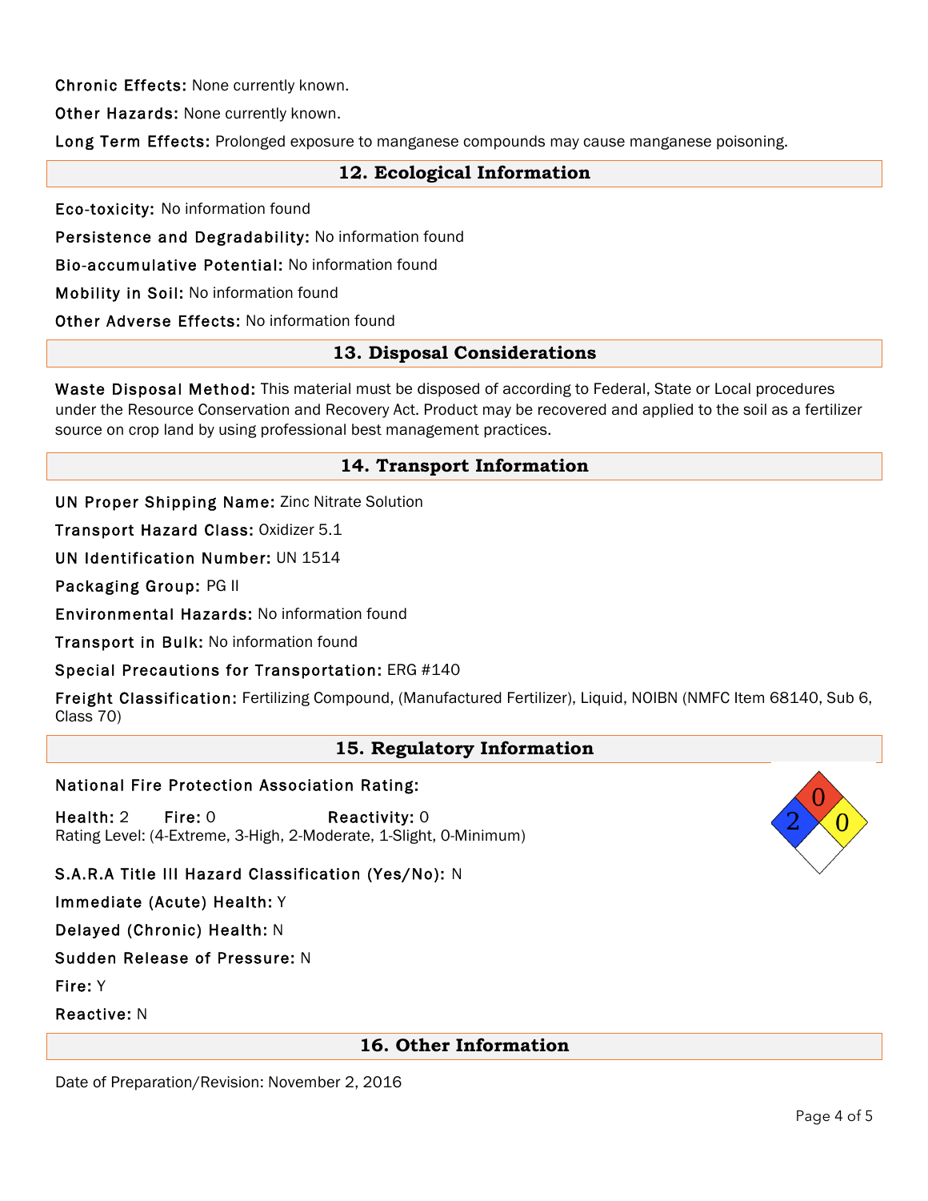**Chronic Effects:** None currently known.

**Other Hazards:** None currently known.

**Long Term Effects:** Prolonged exposure to manganese compounds may cause manganese poisoning.

## 12. Ecological Information

**Eco-toxicity:** No information found

**Persistence and Degradability:** No information found

**Bio-accumulative Potential:** No information found

**Mobility in Soil:** No information found

**Other Adverse Effects:** No information found

## 13. Disposal Considerations

**Waste Disposal Method:** This material must be disposed of according to Federal, State or Local procedures under the Resource Conservation and Recovery Act. Product may be recovered and applied to the soil as a fertilizer source on crop land by using professional best management practices.

## 14. Transport Information

**UN Proper Shipping Name:** Zinc Nitrate Solution

**Transport Hazard Class:** Oxidizer 5.1

**UN Identification Number:** UN 1514

**Packaging Group:** PG II

**Environmental Hazards:** No information found

**Transport in Bulk:** No information found

**Special Precautions for Transportation:** ERG #140

**Freight Classification:** Fertilizing Compound, (Manufactured Fertilizer), Liquid, NOIBN (NMFC Item 68140, Sub 6, Class 70)

## 15. Regulatory Information

**National Fire Protection Association Rating:**

**Health:** 2 **Fire:** 0 **Reactivity:** 0
Rating Level: (4-Extreme, 3-High, 2-Moderate, 1-Slight, 0-Minimum)

**S.A.R.A Title III Hazard Classification (Yes/No):** N

**Immediate (Acute) Health:** Y

**Delayed (Chronic) Health:** N

**Sudden Release of Pressure:** N

**Fire:** Y

**Reactive:** N

## 16. Other Information

Date of Preparation/Revision: November 2, 2016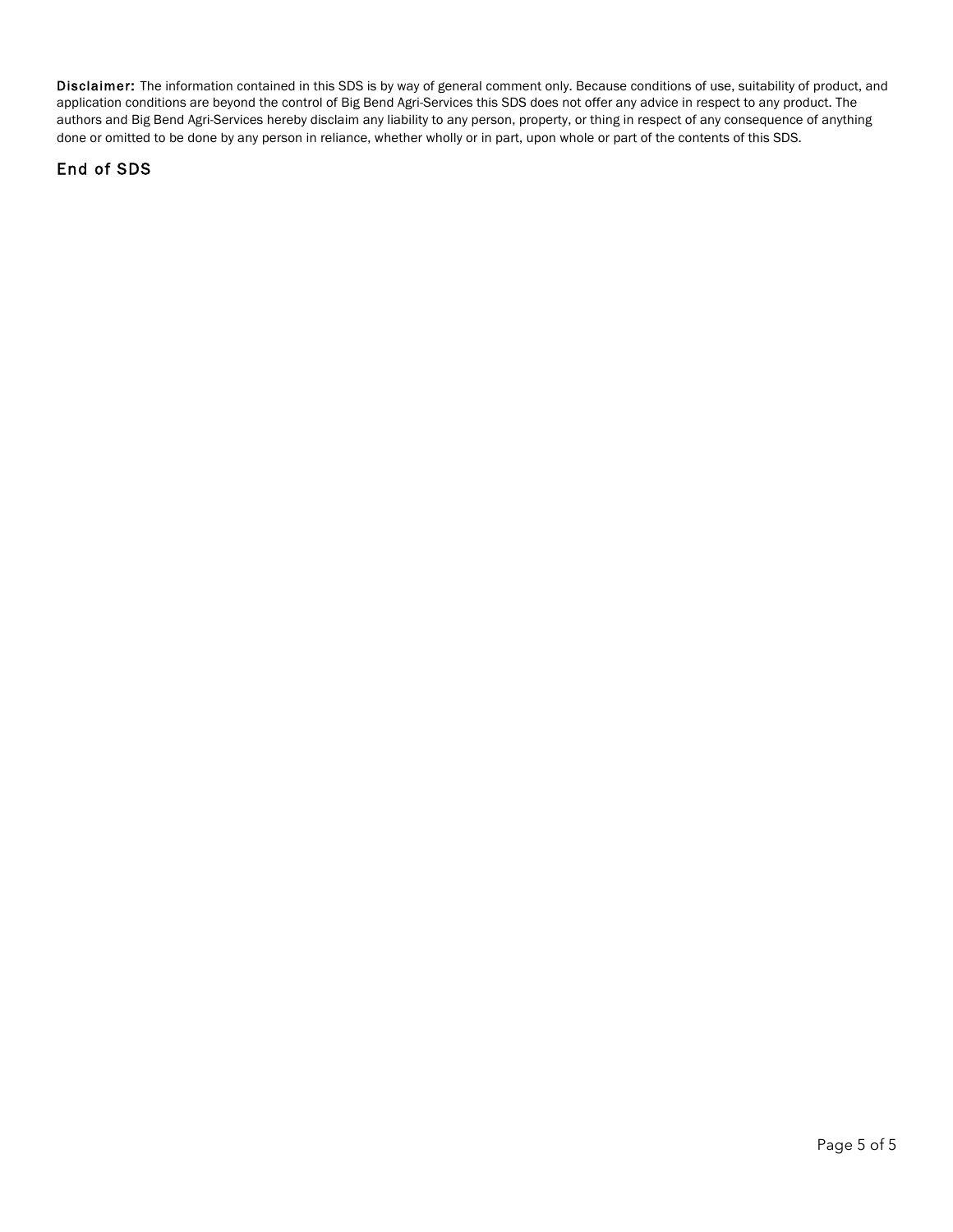**Disclaimer:** The information contained in this SDS is by way of general comment only. Because conditions of use, suitability of product, and application conditions are beyond the control of Big Bend Agri-Services this SDS does not offer any advice in respect to any product. The authors and Big Bend Agri-Services hereby disclaim any liability to any person, property, or thing in respect of any consequence of anything done or omitted to be done by any person in reliance, whether wholly or in part, upon whole or part of the contents of this SDS.

## End of SDS